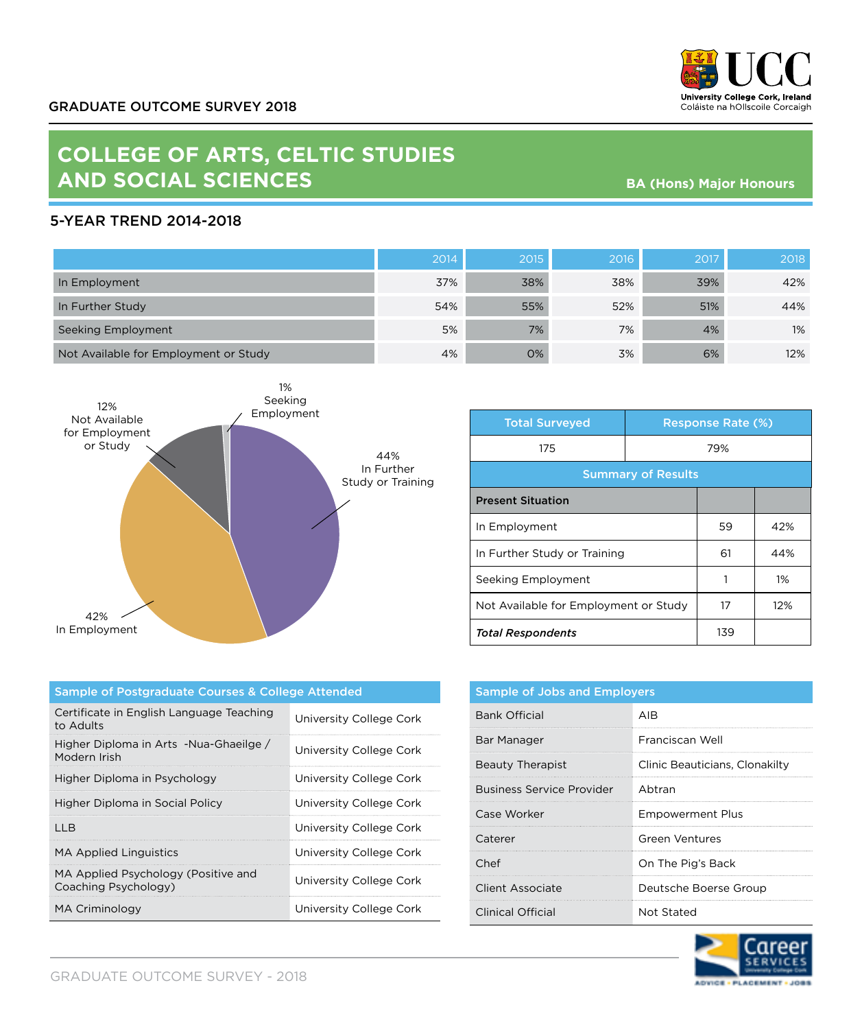GRADUATE OUTCOME SURVEY 2018

# COLLEGE OF ARTS, CELTIC STUDIES AND SOCIAL SCIENCES

**BA (Hons) Major Honours**

## 5-YEAR TREND 2014-2018

| | 2014 | 2015 | 2016 | 2017 | 2018 |
|---|---|---|---|---|---|
| In Employment | 37% | 38% | 38% | 39% | 42% |
| In Further Study | 54% | 55% | 52% | 51% | 44% |
| Seeking Employment | 5% | 7% | 7% | 4% | 1% |
| Not Available for Employment or Study | 4% | 0% | 3% | 6% | 12% |

- 1% Seeking Employment
- 12% Not Available for Employment or Study
- 44% In Further Study or Training
- 42% In Employment

| Total Surveyed | Response Rate (%) | |
|---|---|---|
| 175 | 79% | |
| **Summary of Results** | | |
| **Present Situation** | | |
| In Employment | 59 | 42% |
| In Further Study or Training | 61 | 44% |
| Seeking Employment | 1 | 1% |
| Not Available for Employment or Study | 17 | 12% |
| ***Total Respondents*** | 139 | |

| Sample of Postgraduate Courses & College Attended | |
|---|---|
| Certificate in English Language Teaching to Adults | University College Cork |
| Higher Diploma in Arts -Nua-Ghaeilge / Modern Irish | University College Cork |
| Higher Diploma in Psychology | University College Cork |
| Higher Diploma in Social Policy | University College Cork |
| LLB | University College Cork |
| MA Applied Linguistics | University College Cork |
| MA Applied Psychology (Positive and Coaching Psychology) | University College Cork |
| MA Criminology | University College Cork |

| Sample of Jobs and Employers | |
|---|---|
| Bank Official | AIB |
| Bar Manager | Franciscan Well |
| Beauty Therapist | Clinic Beauticians, Clonakilty |
| Business Service Provider | Abtran |
| Case Worker | Empowerment Plus |
| Caterer | Green Ventures |
| Chef | On The Pig's Back |
| Client Associate | Deutsche Boerse Group |
| Clinical Official | Not Stated |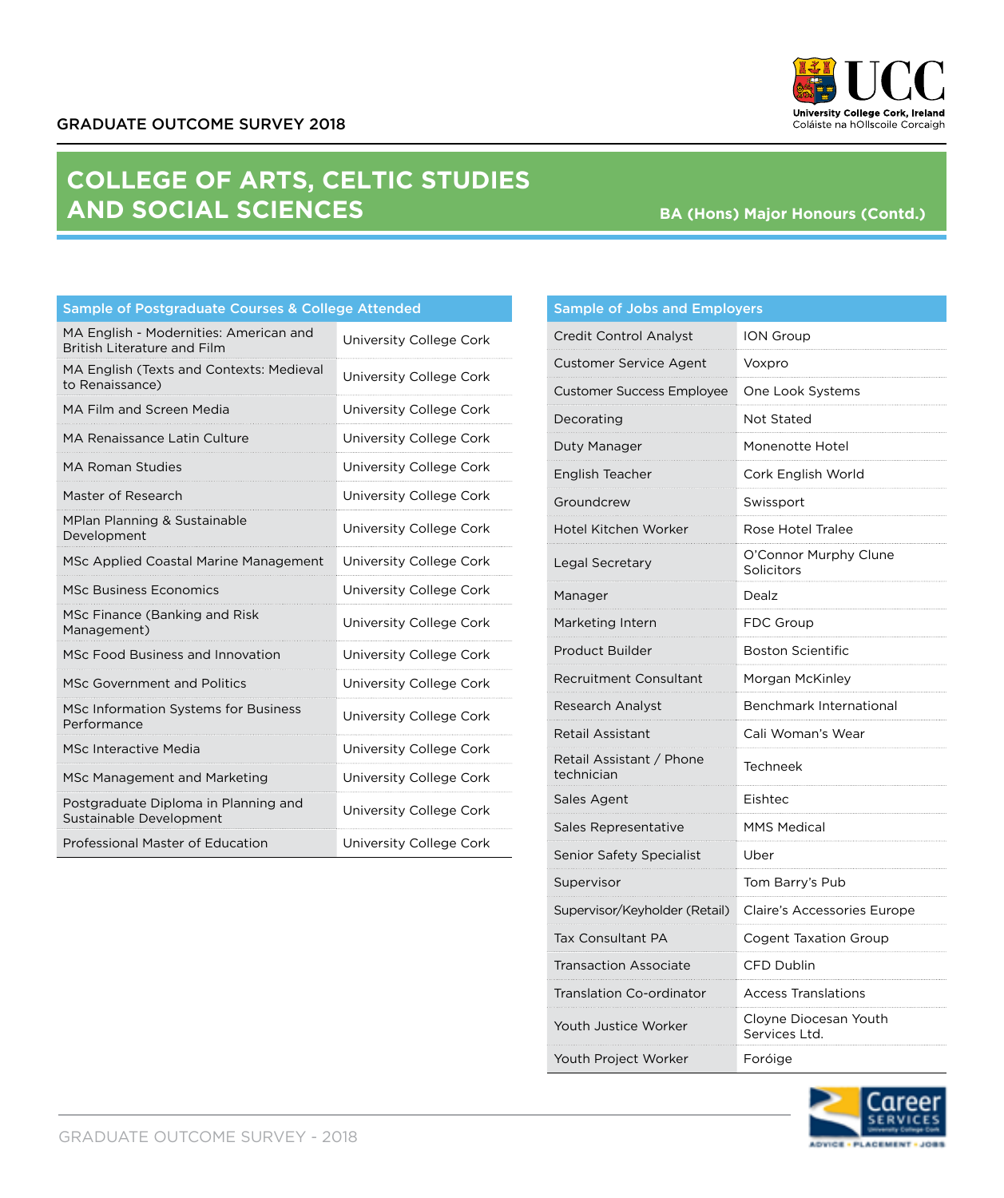# COLLEGE OF ARTS, CELTIC STUDIES AND SOCIAL SCIENCES

## BA (Hons) Major Honours (Contd.)

| Sample of Postgraduate Courses & College Attended | |
|---|---|
| MA English - Modernities: American and British Literature and Film | University College Cork |
| MA English (Texts and Contexts: Medieval to Renaissance) | University College Cork |
| MA Film and Screen Media | University College Cork |
| MA Renaissance Latin Culture | University College Cork |
| MA Roman Studies | University College Cork |
| Master of Research | University College Cork |
| MPlan Planning & Sustainable Development | University College Cork |
| MSc Applied Coastal Marine Management | University College Cork |
| MSc Business Economics | University College Cork |
| MSc Finance (Banking and Risk Management) | University College Cork |
| MSc Food Business and Innovation | University College Cork |
| MSc Government and Politics | University College Cork |
| MSc Information Systems for Business Performance | University College Cork |
| MSc Interactive Media | University College Cork |
| MSc Management and Marketing | University College Cork |
| Postgraduate Diploma in Planning and Sustainable Development | University College Cork |
| Professional Master of Education | University College Cork |

| Sample of Jobs and Employers | |
|---|---|
| Credit Control Analyst | ION Group |
| Customer Service Agent | Voxpro |
| Customer Success Employee | One Look Systems |
| Decorating | Not Stated |
| Duty Manager | Monenotte Hotel |
| English Teacher | Cork English World |
| Groundcrew | Swissport |
| Hotel Kitchen Worker | Rose Hotel Tralee |
| Legal Secretary | O'Connor Murphy Clune Solicitors |
| Manager | Dealz |
| Marketing Intern | FDC Group |
| Product Builder | Boston Scientific |
| Recruitment Consultant | Morgan McKinley |
| Research Analyst | Benchmark International |
| Retail Assistant | Cali Woman's Wear |
| Retail Assistant / Phone technician | Techneek |
| Sales Agent | Eishtec |
| Sales Representative | MMS Medical |
| Senior Safety Specialist | Uber |
| Supervisor | Tom Barry's Pub |
| Supervisor/Keyholder (Retail) | Claire's Accessories Europe |
| Tax Consultant PA | Cogent Taxation Group |
| Transaction Associate | CFD Dublin |
| Translation Co-ordinator | Access Translations |
| Youth Justice Worker | Cloyne Diocesan Youth Services Ltd. |
| Youth Project Worker | Foróige |